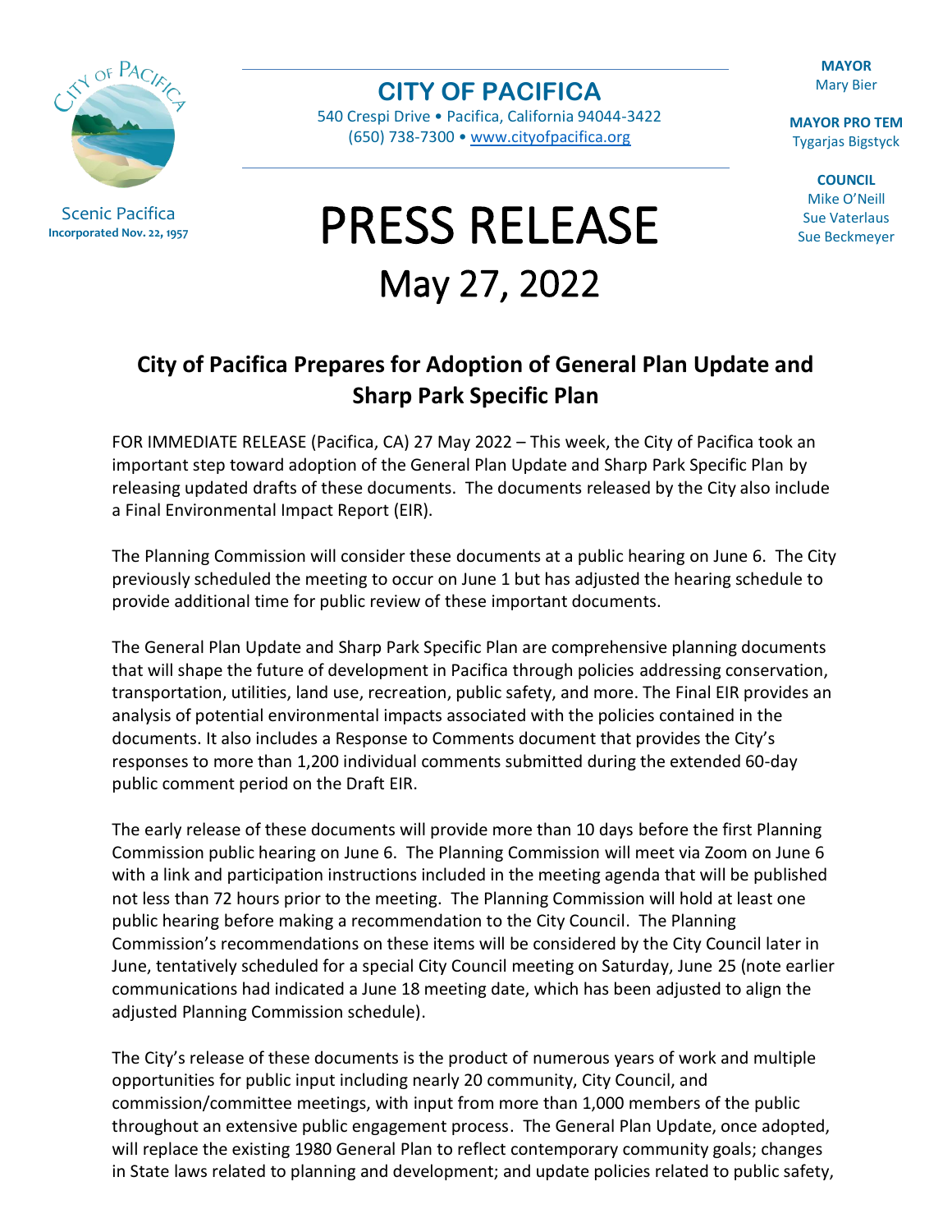Scenic Pacifica
**Incorporated Nov. 22, 1957**

# CITY OF PACIFICA

540 Crespi Drive • Pacifica, California 94044-3422
(650) 738-7300 • www.cityofpacifica.org

**MAYOR**
Mary Bier

**MAYOR PRO TEM**
Tygarjas Bigstyck

**COUNCIL**
Mike O'Neill
Sue Vaterlaus
Sue Beckmeyer

# PRESS RELEASE

## May 27, 2022

## City of Pacifica Prepares for Adoption of General Plan Update and Sharp Park Specific Plan

FOR IMMEDIATE RELEASE (Pacifica, CA) 27 May 2022 – This week, the City of Pacifica took an important step toward adoption of the General Plan Update and Sharp Park Specific Plan by releasing updated drafts of these documents. The documents released by the City also include a Final Environmental Impact Report (EIR).

The Planning Commission will consider these documents at a public hearing on June 6. The City previously scheduled the meeting to occur on June 1 but has adjusted the hearing schedule to provide additional time for public review of these important documents.

The General Plan Update and Sharp Park Specific Plan are comprehensive planning documents that will shape the future of development in Pacifica through policies addressing conservation, transportation, utilities, land use, recreation, public safety, and more. The Final EIR provides an analysis of potential environmental impacts associated with the policies contained in the documents. It also includes a Response to Comments document that provides the City's responses to more than 1,200 individual comments submitted during the extended 60-day public comment period on the Draft EIR.

The early release of these documents will provide more than 10 days before the first Planning Commission public hearing on June 6. The Planning Commission will meet via Zoom on June 6 with a link and participation instructions included in the meeting agenda that will be published not less than 72 hours prior to the meeting. The Planning Commission will hold at least one public hearing before making a recommendation to the City Council. The Planning Commission's recommendations on these items will be considered by the City Council later in June, tentatively scheduled for a special City Council meeting on Saturday, June 25 (note earlier communications had indicated a June 18 meeting date, which has been adjusted to align the adjusted Planning Commission schedule).

The City's release of these documents is the product of numerous years of work and multiple opportunities for public input including nearly 20 community, City Council, and commission/committee meetings, with input from more than 1,000 members of the public throughout an extensive public engagement process. The General Plan Update, once adopted, will replace the existing 1980 General Plan to reflect contemporary community goals; changes in State laws related to planning and development; and update policies related to public safety,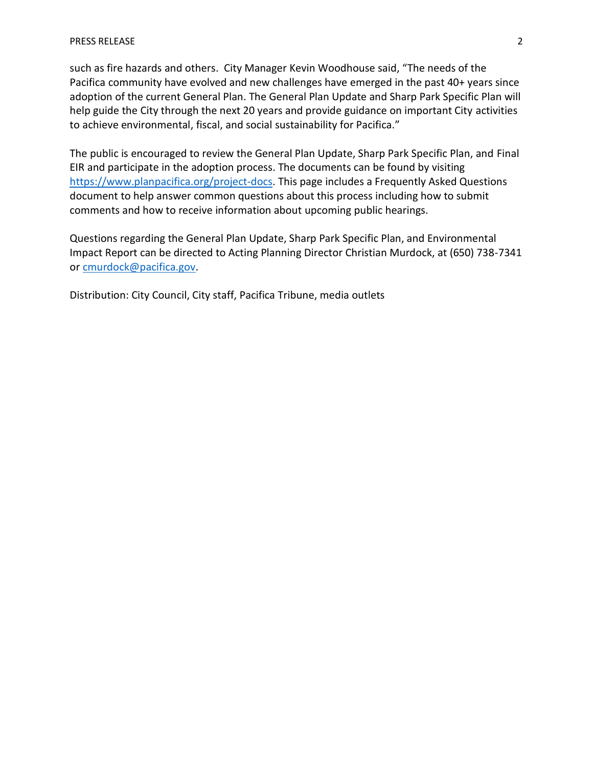such as fire hazards and others. City Manager Kevin Woodhouse said, "The needs of the Pacifica community have evolved and new challenges have emerged in the past 40+ years since adoption of the current General Plan. The General Plan Update and Sharp Park Specific Plan will help guide the City through the next 20 years and provide guidance on important City activities to achieve environmental, fiscal, and social sustainability for Pacifica."

The public is encouraged to review the General Plan Update, Sharp Park Specific Plan, and Final EIR and participate in the adoption process. The documents can be found by visiting [https://www.planpacifica.org/project-docs](https://www.planpacifica.org/project-docs). This page includes a Frequently Asked Questions document to help answer common questions about this process including how to submit comments and how to receive information about upcoming public hearings.

Questions regarding the General Plan Update, Sharp Park Specific Plan, and Environmental Impact Report can be directed to Acting Planning Director Christian Murdock, at (650) 738-7341 or [cmurdock@pacifica.gov](mailto:cmurdock@pacifica.gov).

Distribution: City Council, City staff, Pacifica Tribune, media outlets